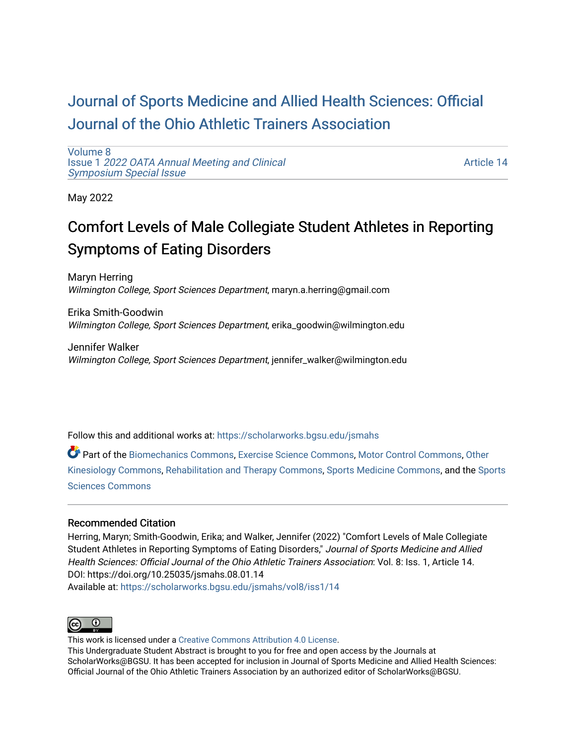# Journal of Sports Medicine and Allied Health Sciences: Official Journal of the Ohio Athletic Trainers Association

Volume 8
Issue 1 *2022 OATA Annual Meeting and Clinical Symposium Special Issue*

Article 14

May 2022

## Comfort Levels of Male Collegiate Student Athletes in Reporting Symptoms of Eating Disorders

Maryn Herring
*Wilmington College, Sport Sciences Department*, maryn.a.herring@gmail.com

Erika Smith-Goodwin
*Wilmington College, Sport Sciences Department*, erika_goodwin@wilmington.edu

Jennifer Walker
*Wilmington College, Sport Sciences Department*, jennifer_walker@wilmington.edu

Follow this and additional works at: https://scholarworks.bgsu.edu/jsmahs

Part of the Biomechanics Commons, Exercise Science Commons, Motor Control Commons, Other Kinesiology Commons, Rehabilitation and Therapy Commons, Sports Medicine Commons, and the Sports Sciences Commons

### Recommended Citation

Herring, Maryn; Smith-Goodwin, Erika; and Walker, Jennifer (2022) "Comfort Levels of Male Collegiate Student Athletes in Reporting Symptoms of Eating Disorders," *Journal of Sports Medicine and Allied Health Sciences: Official Journal of the Ohio Athletic Trainers Association*: Vol. 8: Iss. 1, Article 14.
DOI: https://doi.org/10.25035/jsmahs.08.01.14
Available at: https://scholarworks.bgsu.edu/jsmahs/vol8/iss1/14

This work is licensed under a Creative Commons Attribution 4.0 License.
This Undergraduate Student Abstract is brought to you for free and open access by the Journals at ScholarWorks@BGSU. It has been accepted for inclusion in Journal of Sports Medicine and Allied Health Sciences: Official Journal of the Ohio Athletic Trainers Association by an authorized editor of ScholarWorks@BGSU.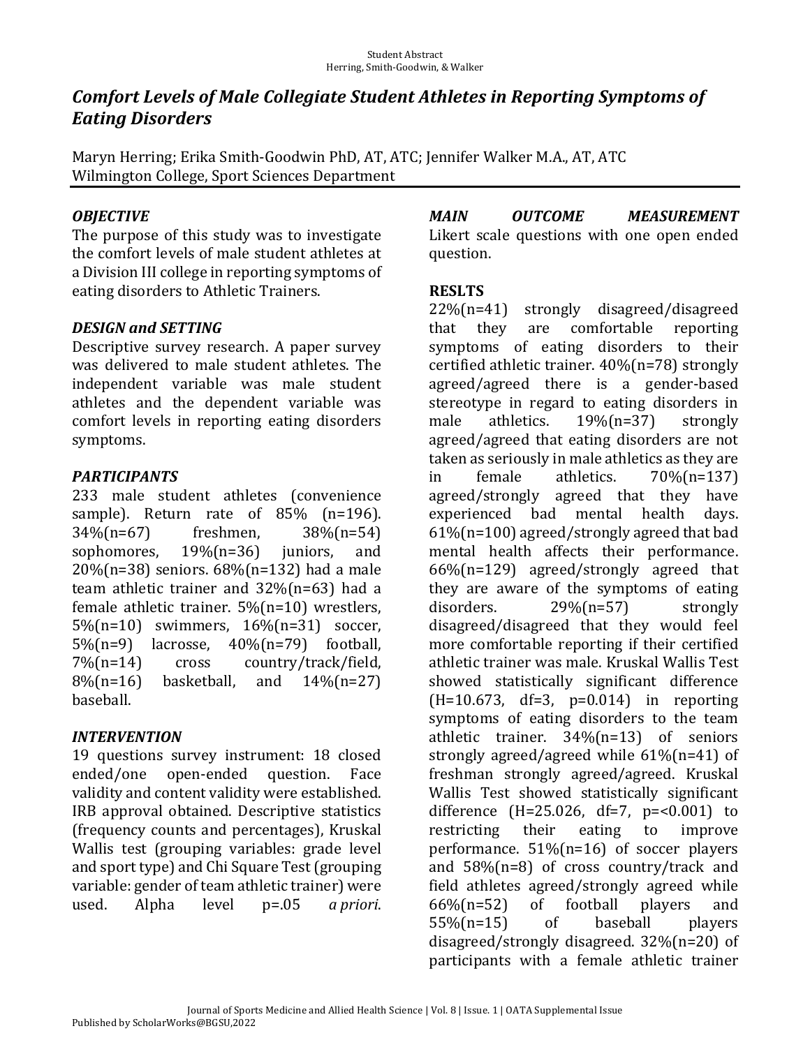# *Comfort Levels of Male Collegiate Student Athletes in Reporting Symptoms of Eating Disorders*

Maryn Herring; Erika Smith-Goodwin PhD, AT, ATC; Jennifer Walker M.A., AT, ATC
Wilmington College, Sport Sciences Department

### *OBJECTIVE*

The purpose of this study was to investigate the comfort levels of male student athletes at a Division III college in reporting symptoms of eating disorders to Athletic Trainers.

### *DESIGN and SETTING*

Descriptive survey research. A paper survey was delivered to male student athletes. The independent variable was male student athletes and the dependent variable was comfort levels in reporting eating disorders symptoms.

### *PARTICIPANTS*

233 male student athletes (convenience sample). Return rate of 85% (n=196). 34%(n=67) freshmen, 38%(n=54) sophomores, 19%(n=36) juniors, and 20%(n=38) seniors. 68%(n=132) had a male team athletic trainer and 32%(n=63) had a female athletic trainer. 5%(n=10) wrestlers, 5%(n=10) swimmers, 16%(n=31) soccer, 5%(n=9) lacrosse, 40%(n=79) football, 7%(n=14) cross country/track/field, 8%(n=16) basketball, and 14%(n=27) baseball.

### *INTERVENTION*

19 questions survey instrument: 18 closed ended/one open-ended question. Face validity and content validity were established. IRB approval obtained. Descriptive statistics (frequency counts and percentages), Kruskal Wallis test (grouping variables: grade level and sport type) and Chi Square Test (grouping variable: gender of team athletic trainer) were used. Alpha level p=.05 *a priori*.

### *MAIN OUTCOME MEASUREMENT*

Likert scale questions with one open ended question.

### **RESLTS**

22%(n=41) strongly disagreed/disagreed that they are comfortable reporting symptoms of eating disorders to their certified athletic trainer. 40%(n=78) strongly agreed/agreed there is a gender-based stereotype in regard to eating disorders in male athletics. 19%(n=37) strongly agreed/agreed that eating disorders are not taken as seriously in male athletics as they are in female athletics. 70%(n=137) agreed/strongly agreed that they have experienced bad mental health days. 61%(n=100) agreed/strongly agreed that bad mental health affects their performance. 66%(n=129) agreed/strongly agreed that they are aware of the symptoms of eating disorders. 29%(n=57) strongly disagreed/disagreed that they would feel more comfortable reporting if their certified athletic trainer was male. Kruskal Wallis Test showed statistically significant difference ($H=10.673$, $df=3$, $p=0.014$) in reporting symptoms of eating disorders to the team athletic trainer. 34%(n=13) of seniors strongly agreed/agreed while 61%(n=41) of freshman strongly agreed/agreed. Kruskal Wallis Test showed statistically significant difference ($H=25.026$, $df=7$, $p=<0.001$) to restricting their eating to improve performance. 51%(n=16) of soccer players and 58%(n=8) of cross country/track and field athletes agreed/strongly agreed while 66%(n=52) of football players and 55%(n=15) of baseball players disagreed/strongly disagreed. 32%(n=20) of participants with a female athletic trainer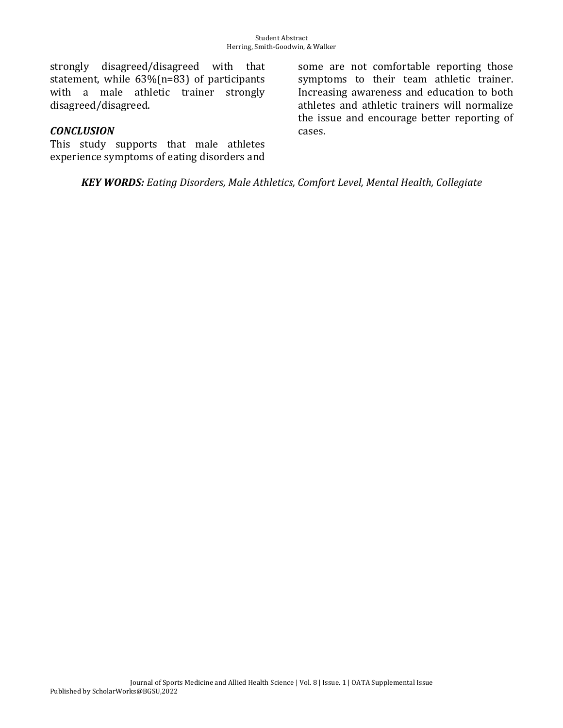strongly disagreed/disagreed with that statement, while 63%(n=83) of participants with a male athletic trainer strongly disagreed/disagreed.

### *CONCLUSION*

This study supports that male athletes experience symptoms of eating disorders and some are not comfortable reporting those symptoms to their team athletic trainer. Increasing awareness and education to both athletes and athletic trainers will normalize the issue and encourage better reporting of cases.

***KEY WORDS:*** *Eating Disorders, Male Athletics, Comfort Level, Mental Health, Collegiate*